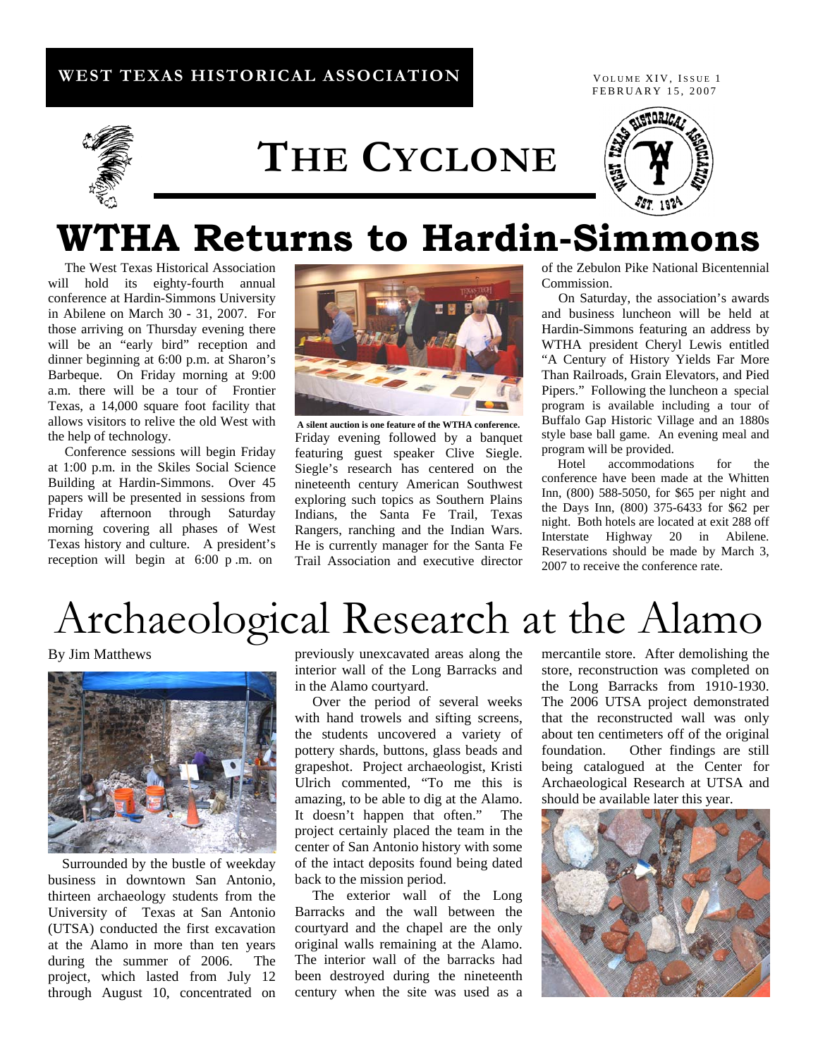WEST TEXAS HISTORICAL ASSOCIATION

VOLUME XIV, ISSUE 1
FEBRUARY 15, 2007

# THE CYCLONE

## WTHA Returns to Hardin-Simmons

The West Texas Historical Association will hold its eighty-fourth annual conference at Hardin-Simmons University in Abilene on March 30 - 31, 2007. For those arriving on Thursday evening there will be an "early bird" reception and dinner beginning at 6:00 p.m. at Sharon's Barbeque. On Friday morning at 9:00 a.m. there will be a tour of Frontier Texas, a 14,000 square foot facility that allows visitors to relive the old West with the help of technology.

Conference sessions will begin Friday at 1:00 p.m. in the Skiles Social Science Building at Hardin-Simmons. Over 45 papers will be presented in sessions from Friday afternoon through Saturday morning covering all phases of West Texas history and culture. A president's reception will begin at 6:00 p.m. on Friday evening followed by a banquet featuring guest speaker Clive Siegle. Siegle's research has centered on the nineteenth century American Southwest exploring such topics as Southern Plains Indians, the Santa Fe Trail, Texas Rangers, ranching and the Indian Wars. He is currently manager for the Santa Fe Trail Association and executive director of the Zebulon Pike National Bicentennial Commission.

A silent auction is one feature of the WTHA conference.

On Saturday, the association's awards and business luncheon will be held at Hardin-Simmons featuring an address by WTHA president Cheryl Lewis entitled "A Century of History Yields Far More Than Railroads, Grain Elevators, and Pied Pipers." Following the luncheon a special program is available including a tour of Buffalo Gap Historic Village and an 1880s style base ball game. An evening meal and program will be provided.

Hotel accommodations for the conference have been made at the Whitten Inn, (800) 588-5050, for $65 per night and the Days Inn, (800) 375-6433 for $62 per night. Both hotels are located at exit 288 off Interstate Highway 20 in Abilene. Reservations should be made by March 3, 2007 to receive the conference rate.

## Archaeological Research at the Alamo

By Jim Matthews

Surrounded by the bustle of weekday business in downtown San Antonio, thirteen archaeology students from the University of Texas at San Antonio (UTSA) conducted the first excavation at the Alamo in more than ten years during the summer of 2006. The project, which lasted from July 12 through August 10, concentrated on previously unexcavated areas along the interior wall of the Long Barracks and in the Alamo courtyard.

Over the period of several weeks with hand trowels and sifting screens, the students uncovered a variety of pottery shards, buttons, glass beads and grapeshot. Project archaeologist, Kristi Ulrich commented, "To me this is amazing, to be able to dig at the Alamo. It doesn't happen that often." The project certainly placed the team in the center of San Antonio history with some of the intact deposits found being dated back to the mission period.

The exterior wall of the Long Barracks and the wall between the courtyard and the chapel are the only original walls remaining at the Alamo. The interior wall of the barracks had been destroyed during the nineteenth century when the site was used as a mercantile store. After demolishing the store, reconstruction was completed on the Long Barracks from 1910-1930. The 2006 UTSA project demonstrated that the reconstructed wall was only about ten centimeters off of the original foundation. Other findings are still being catalogued at the Center for Archaeological Research at UTSA and should be available later this year.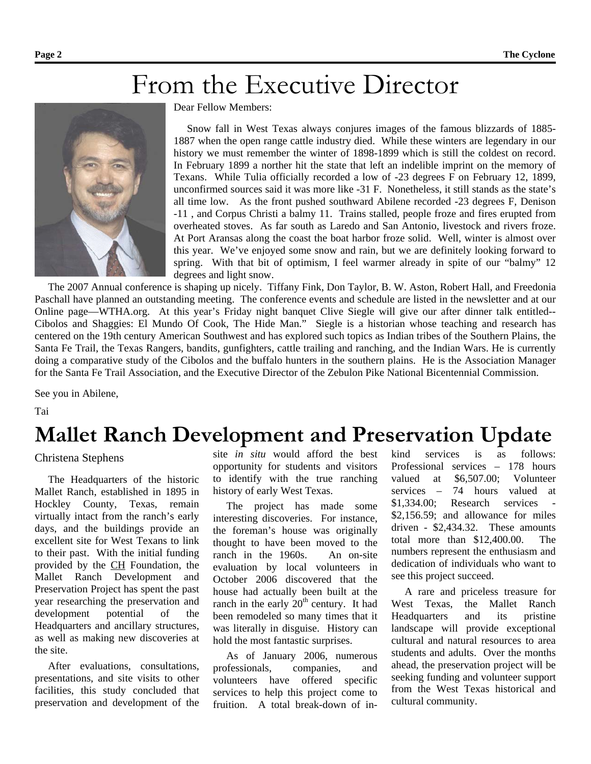# From the Executive Director

Dear Fellow Members:

Snow fall in West Texas always conjures images of the famous blizzards of 1885-1887 when the open range cattle industry died. While these winters are legendary in our history we must remember the winter of 1898-1899 which is still the coldest on record. In February 1899 a norther hit the state that left an indelible imprint on the memory of Texans. While Tulia officially recorded a low of -23 degrees F on February 12, 1899, unconfirmed sources said it was more like -31 F. Nonetheless, it still stands as the state's all time low. As the front pushed southward Abilene recorded -23 degrees F, Denison -11 , and Corpus Christi a balmy 11. Trains stalled, people froze and fires erupted from overheated stoves. As far south as Laredo and San Antonio, livestock and rivers froze. At Port Aransas along the coast the boat harbor froze solid. Well, winter is almost over this year. We've enjoyed some snow and rain, but we are definitely looking forward to spring. With that bit of optimism, I feel warmer already in spite of our "balmy" 12 degrees and light snow.

The 2007 Annual conference is shaping up nicely. Tiffany Fink, Don Taylor, B. W. Aston, Robert Hall, and Freedonia Paschall have planned an outstanding meeting. The conference events and schedule are listed in the newsletter and at our Online page—WTHA.org. At this year's Friday night banquet Clive Siegle will give our after dinner talk entitled--Cibolos and Shaggies: El Mundo Of Cook, The Hide Man." Siegle is a historian whose teaching and research has centered on the 19th century American Southwest and has explored such topics as Indian tribes of the Southern Plains, the Santa Fe Trail, the Texas Rangers, bandits, gunfighters, cattle trailing and ranching, and the Indian Wars. He is currently doing a comparative study of the Cibolos and the buffalo hunters in the southern plains. He is the Association Manager for the Santa Fe Trail Association, and the Executive Director of the Zebulon Pike National Bicentennial Commission.

See you in Abilene,

Tai

# Mallet Ranch Development and Preservation Update

Christena Stephens

The Headquarters of the historic Mallet Ranch, established in 1895 in Hockley County, Texas, remain virtually intact from the ranch's early days, and the buildings provide an excellent site for West Texans to link to their past. With the initial funding provided by the CH Foundation, the Mallet Ranch Development and Preservation Project has spent the past year researching the preservation and development potential of the Headquarters and ancillary structures, as well as making new discoveries at the site.

After evaluations, consultations, presentations, and site visits to other facilities, this study concluded that preservation and development of the site *in situ* would afford the best opportunity for students and visitors to identify with the true ranching history of early West Texas.

The project has made some interesting discoveries. For instance, the foreman's house was originally thought to have been moved to the ranch in the 1960s. An on-site evaluation by local volunteers in October 2006 discovered that the house had actually been built at the ranch in the early 20th century. It had been remodeled so many times that it was literally in disguise. History can hold the most fantastic surprises.

As of January 2006, numerous professionals, companies, and volunteers have offered specific services to help this project come to fruition. A total break-down of in-kind services is as follows: Professional services – 178 hours valued at $6,507.00; Volunteer services – 74 hours valued at $1,334.00; Research services - $2,156.59; and allowance for miles driven - $2,434.32. These amounts total more than $12,400.00. The numbers represent the enthusiasm and dedication of individuals who want to see this project succeed.

A rare and priceless treasure for West Texas, the Mallet Ranch Headquarters and its pristine landscape will provide exceptional cultural and natural resources to area students and adults. Over the months ahead, the preservation project will be seeking funding and volunteer support from the West Texas historical and cultural community.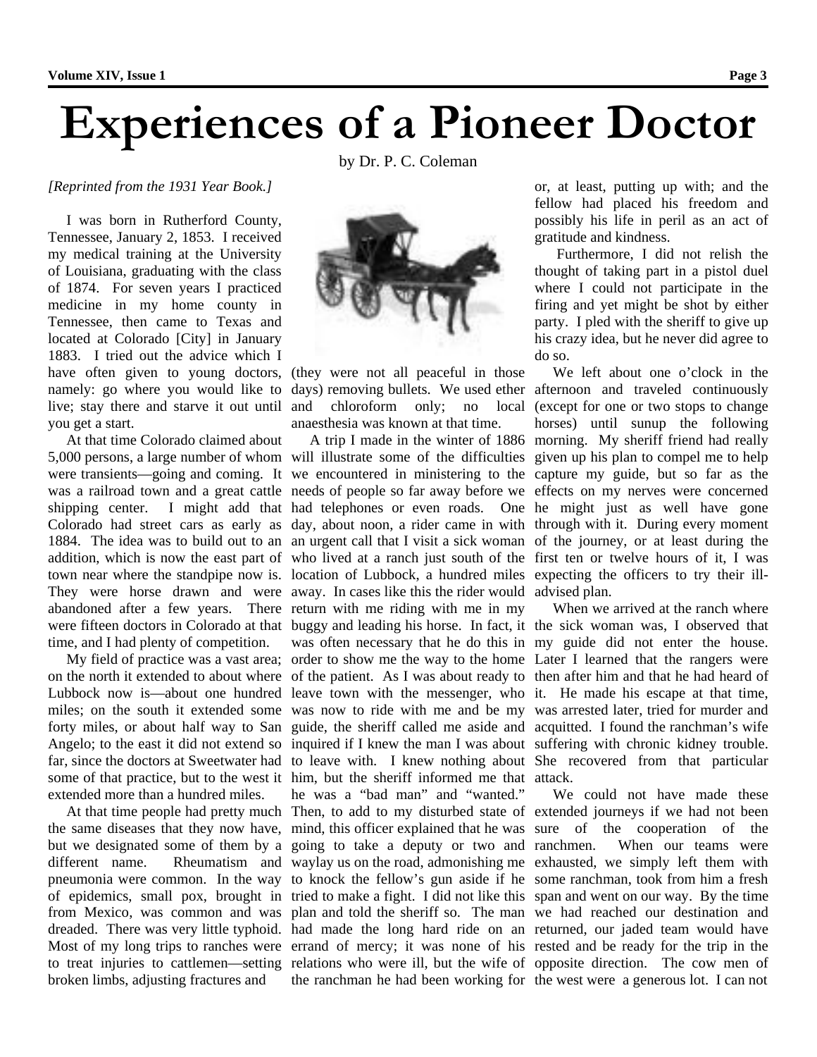# Experiences of a Pioneer Doctor

by Dr. P. C. Coleman

*[Reprinted from the 1931 Year Book.]*

I was born in Rutherford County, Tennessee, January 2, 1853. I received my medical training at the University of Louisiana, graduating with the class of 1874. For seven years I practiced medicine in my home county in Tennessee, then came to Texas and located at Colorado [City] in January 1883. I tried out the advice which I have often given to young doctors, namely: go where you would like to live; stay there and starve it out until you get a start.

At that time Colorado claimed about 5,000 persons, a large number of whom were transients—going and coming. It was a railroad town and a great cattle shipping center. I might add that Colorado had street cars as early as 1884. The idea was to build out to an addition, which is now the east part of town near where the standpipe now is. They were horse drawn and were abandoned after a few years. There were fifteen doctors in Colorado at that time, and I had plenty of competition.

My field of practice was a vast area; on the north it extended to about where Lubbock now is—about one hundred miles; on the south it extended some forty miles, or about half way to San Angelo; to the east it did not extend so far, since the doctors at Sweetwater had some of that practice, but to the west it extended more than a hundred miles.

At that time people had pretty much the same diseases that they now have, but we designated some of them by a different name. Rheumatism and pneumonia were common. In the way of epidemics, small pox, brought in from Mexico, was common and was dreaded. There was very little typhoid. Most of my long trips to ranches were to treat injuries to cattlemen—setting broken limbs, adjusting fractures and (they were not all peaceful in those days) removing bullets. We used ether and chloroform only; no local anaesthesia was known at that time.

A trip I made in the winter of 1886 will illustrate some of the difficulties we encountered in ministering to the needs of people so far away before we had telephones or even roads. One day, about noon, a rider came in with an urgent call that I visit a sick woman who lived at a ranch just south of the location of Lubbock, a hundred miles away. In cases like this the rider would return with me riding with me in my buggy and leading his horse. In fact, it was often necessary that he do this in order to show me the way to the home of the patient. As I was about ready to leave town with the messenger, who was now to ride with me and be my guide, the sheriff called me aside and inquired if I knew the man I was about to leave with. I knew nothing about him, but the sheriff informed me that he was a "bad man" and "wanted." Then, to add to my disturbed state of mind, this officer explained that he was going to take a deputy or two and waylay us on the road, admonishing me to knock the fellow's gun aside if he tried to make a fight. I did not like this plan and told the sheriff so. The man had made the long hard ride on an errand of mercy; it was none of his relations who were ill, but the wife of the ranchman he had been working for or, at least, putting up with; and the fellow had placed his freedom and possibly his life in peril as an act of gratitude and kindness.

Furthermore, I did not relish the thought of taking part in a pistol duel where I could not participate in the firing and yet might be shot by either party. I pled with the sheriff to give up his crazy idea, but he never did agree to do so.

We left about one o'clock in the afternoon and traveled continuously (except for one or two stops to change horses) until sunup the following morning. My sheriff friend had really given up his plan to compel me to help capture my guide, but so far as the effects on my nerves were concerned he might just as well have gone through with it. During every moment of the journey, or at least during the first ten or twelve hours of it, I was expecting the officers to try their ill-advised plan.

When we arrived at the ranch where the sick woman was, I observed that my guide did not enter the house. Later I learned that the rangers were then after him and that he had heard of it. He made his escape at that time, was arrested later, tried for murder and acquitted. I found the ranchman's wife suffering with chronic kidney trouble. She recovered from that particular attack.

We could not have made these extended journeys if we had not been sure of the cooperation of the ranchmen. When our teams were exhausted, we simply left them with some ranchman, took from him a fresh span and went on our way. By the time we had reached our destination and returned, our jaded team would have rested and be ready for the trip in the opposite direction. The cow men of the west were a generous lot. I can not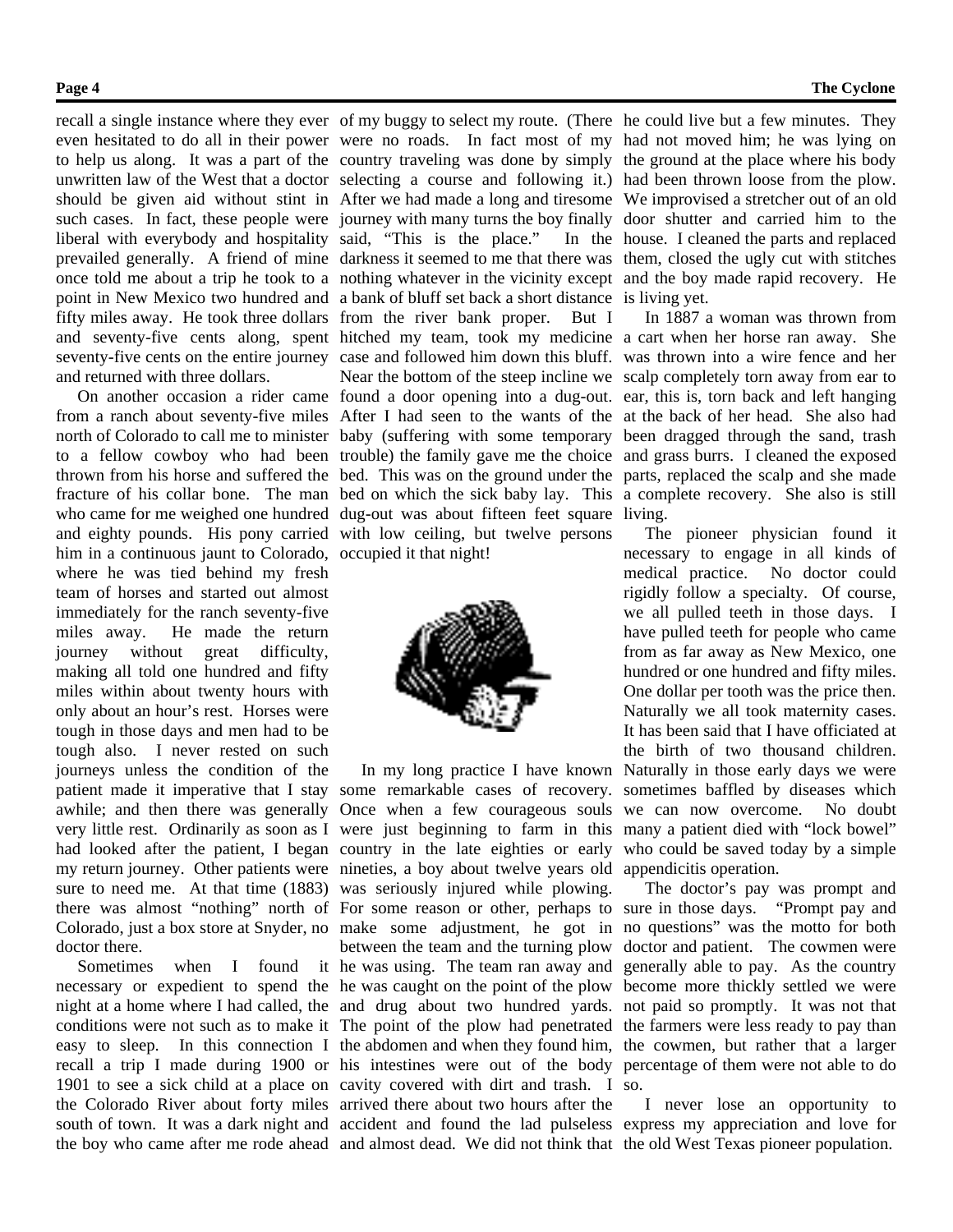recall a single instance where they ever even hesitated to do all in their power to help us along. It was a part of the unwritten law of the West that a doctor should be given aid without stint in such cases. In fact, these people were liberal with everybody and hospitality prevailed generally. A friend of mine once told me about a trip he took to a point in New Mexico two hundred and fifty miles away. He took three dollars and seventy-five cents along, spent seventy-five cents on the entire journey and returned with three dollars.

On another occasion a rider came from a ranch about seventy-five miles north of Colorado to call me to minister to a fellow cowboy who had been thrown from his horse and suffered the fracture of his collar bone. The man who came for me weighed one hundred and eighty pounds. His pony carried him in a continuous jaunt to Colorado, where he was tied behind my fresh team of horses and started out almost immediately for the ranch seventy-five miles away. He made the return journey without great difficulty, making all told one hundred and fifty miles within about twenty hours with only about an hour's rest. Horses were tough in those days and men had to be tough also. I never rested on such journeys unless the condition of the patient made it imperative that I stay awhile; and then there was generally very little rest. Ordinarily as soon as I had looked after the patient, I began my return journey. Other patients were sure to need me. At that time (1883) there was almost "nothing" north of Colorado, just a box store at Snyder, no doctor there.

Sometimes when I found it necessary or expedient to spend the night at a home where I had called, the conditions were not such as to make it easy to sleep. In this connection I recall a trip I made during 1900 or 1901 to see a sick child at a place on the Colorado River about forty miles south of town. It was a dark night and the boy who came after me rode ahead of my buggy to select my route. (There were no roads. In fact most of my country traveling was done by simply selecting a course and following it.) After we had made a long and tiresome journey with many turns the boy finally said, "This is the place." In the darkness it seemed to me that there was nothing whatever in the vicinity except a bank of bluff set back a short distance from the river bank proper. But I hitched my team, took my medicine case and followed him down this bluff. Near the bottom of the steep incline we found a door opening into a dug-out. After I had seen to the wants of the baby (suffering with some temporary trouble) the family gave me the choice bed. This was on the ground under the bed on which the sick baby lay. This dug-out was about fifteen feet square with low ceiling, but twelve persons occupied it that night!

In my long practice I have known some remarkable cases of recovery. Once when a few courageous souls were just beginning to farm in this country in the late eighties or early nineties, a boy about twelve years old was seriously injured while plowing. For some reason or other, perhaps to make some adjustment, he got in between the team and the turning plow he was using. The team ran away and he was caught on the point of the plow and drug about two hundred yards. The point of the plow had penetrated the abdomen and when they found him, his intestines were out of the body cavity covered with dirt and trash. I arrived there about two hours after the accident and found the lad pulseless and almost dead. We did not think that he could live but a few minutes. They had not moved him; he was lying on the ground at the place where his body had been thrown loose from the plow. We improvised a stretcher out of an old door shutter and carried him to the house. I cleaned the parts and replaced them, closed the ugly cut with stitches and the boy made rapid recovery. He is living yet.

In 1887 a woman was thrown from a cart when her horse ran away. She was thrown into a wire fence and her scalp completely torn away from ear to ear, this is, torn back and left hanging at the back of her head. She also had been dragged through the sand, trash and grass burrs. I cleaned the exposed parts, replaced the scalp and she made a complete recovery. She also is still living.

The pioneer physician found it necessary to engage in all kinds of medical practice. No doctor could rigidly follow a specialty. Of course, we all pulled teeth in those days. I have pulled teeth for people who came from as far away as New Mexico, one hundred or one hundred and fifty miles. One dollar per tooth was the price then. Naturally we all took maternity cases. It has been said that I have officiated at the birth of two thousand children. Naturally in those early days we were sometimes baffled by diseases which we can now overcome. No doubt many a patient died with "lock bowel" who could be saved today by a simple appendicitis operation.

The doctor's pay was prompt and sure in those days. "Prompt pay and no questions" was the motto for both doctor and patient. The cowmen were generally able to pay. As the country become more thickly settled we were not paid so promptly. It was not that the farmers were less ready to pay than the cowmen, but rather that a larger percentage of them were not able to do so.

I never lose an opportunity to express my appreciation and love for the old West Texas pioneer population.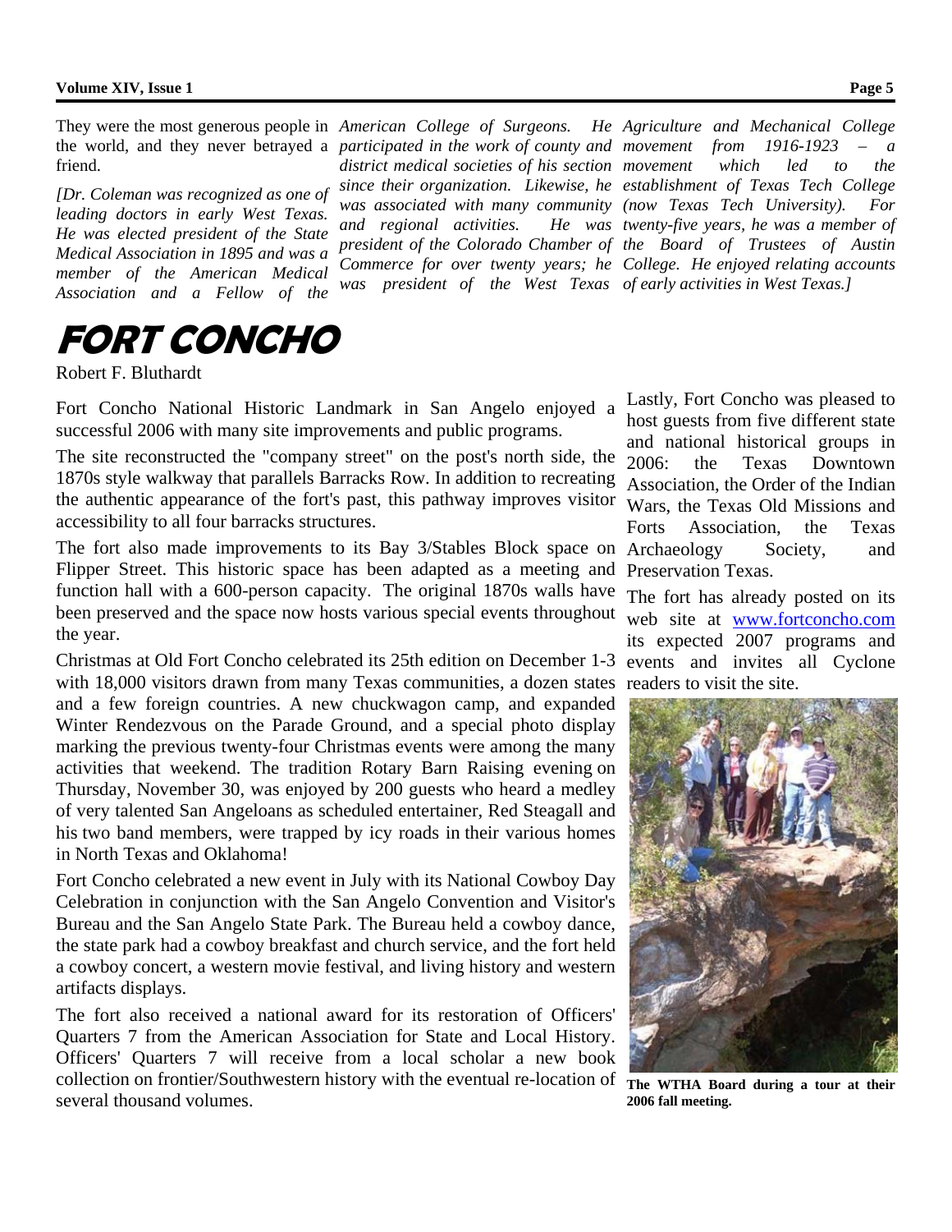They were the most generous people in the world, and they never betrayed a friend.

*[Dr. Coleman was recognized as one of leading doctors in early West Texas. He was elected president of the State Medical Association in 1895 and was a member of the American Medical Association and a Fellow of the American College of Surgeons. He participated in the work of county and district medical societies of his section since their organization. Likewise, he was associated with many community and regional activities. He was president of the Colorado Chamber of Commerce for over twenty years; he was president of the West Texas Agriculture and Mechanical College movement from 1916-1923 – a movement which led to the establishment of Texas Tech College (now Texas Tech University). For twenty-five years, he was a member of the Board of Trustees of Austin College. He enjoyed relating accounts of early activities in West Texas.]*

# FORT CONCHO

Robert F. Bluthardt

Fort Concho National Historic Landmark in San Angelo enjoyed a successful 2006 with many site improvements and public programs.

The site reconstructed the "company street" on the post's north side, the 1870s style walkway that parallels Barracks Row. In addition to recreating the authentic appearance of the fort's past, this pathway improves visitor accessibility to all four barracks structures.

The fort also made improvements to its Bay 3/Stables Block space on Flipper Street. This historic space has been adapted as a meeting and function hall with a 600-person capacity. The original 1870s walls have been preserved and the space now hosts various special events throughout the year.

Christmas at Old Fort Concho celebrated its 25th edition on December 1-3 with 18,000 visitors drawn from many Texas communities, a dozen states and a few foreign countries. A new chuckwagon camp, and expanded Winter Rendezvous on the Parade Ground, and a special photo display marking the previous twenty-four Christmas events were among the many activities that weekend. The tradition Rotary Barn Raising evening on Thursday, November 30, was enjoyed by 200 guests who heard a medley of very talented San Angeloans as scheduled entertainer, Red Steagall and his two band members, were trapped by icy roads in their various homes in North Texas and Oklahoma!

Fort Concho celebrated a new event in July with its National Cowboy Day Celebration in conjunction with the San Angelo Convention and Visitor's Bureau and the San Angelo State Park. The Bureau held a cowboy dance, the state park had a cowboy breakfast and church service, and the fort held a cowboy concert, a western movie festival, and living history and western artifacts displays.

The fort also received a national award for its restoration of Officers' Quarters 7 from the American Association for State and Local History. Officers' Quarters 7 will receive from a local scholar a new book collection on frontier/Southwestern history with the eventual re-location of several thousand volumes.

Lastly, Fort Concho was pleased to host guests from five different state and national historical groups in 2006: the Texas Downtown Association, the Order of the Indian Wars, the Texas Old Missions and Forts Association, the Texas Archaeology Society, and Preservation Texas.

The fort has already posted on its web site at www.fortconcho.com its expected 2007 programs and events and invites all Cyclone readers to visit the site.

**The WTHA Board during a tour at their 2006 fall meeting.**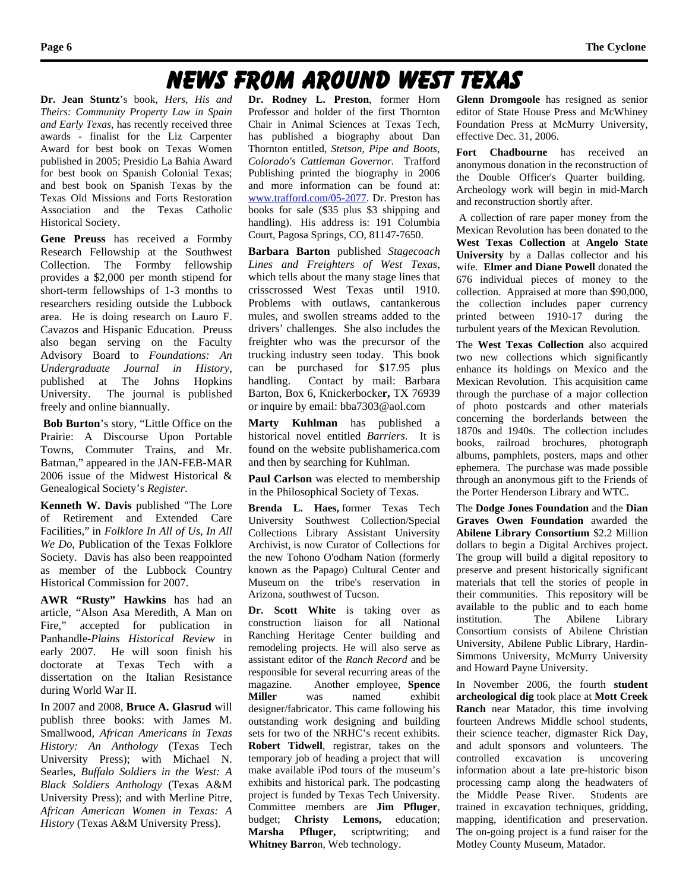# NEWS FROM AROUND WEST TEXAS

**Dr. Jean Stuntz**'s book, *Hers, His and Theirs: Community Property Law in Spain and Early Texas*, has recently received three awards - finalist for the Liz Carpenter Award for best book on Texas Women published in 2005; Presidio La Bahia Award for best book on Spanish Colonial Texas; and best book on Spanish Texas by the Texas Old Missions and Forts Restoration Association and the Texas Catholic Historical Society.

**Gene Preuss** has received a Formby Research Fellowship at the Southwest Collection. The Formby fellowship provides a $2,000 per month stipend for short-term fellowships of 1-3 months to researchers residing outside the Lubbock area. He is doing research on Lauro F. Cavazos and Hispanic Education. Preuss also began serving on the Faculty Advisory Board to *Foundations: An Undergraduate Journal in History*, published at The Johns Hopkins University. The journal is published freely and online biannually.

**Bob Burton**'s story, "Little Office on the Prairie: A Discourse Upon Portable Towns, Commuter Trains, and Mr. Batman," appeared in the JAN-FEB-MAR 2006 issue of the Midwest Historical & Genealogical Society's *Register.*

**Kenneth W. Davis** published "The Lore of Retirement and Extended Care Facilities," in *Folklore In All of Us, In All We Do*, Publication of the Texas Folklore Society. Davis has also been reappointed as member of the Lubbock Country Historical Commission for 2007.

**AWR "Rusty" Hawkins** has had an article, "Alson Asa Meredith, A Man on Fire," accepted for publication in Panhandle-*Plains Historical Review* in early 2007. He will soon finish his doctorate at Texas Tech with a dissertation on the Italian Resistance during World War II.

In 2007 and 2008, **Bruce A. Glasrud** will publish three books: with James M. Smallwood, *African Americans in Texas History: An Anthology* (Texas Tech University Press); with Michael N. Searles, *Buffalo Soldiers in the West: A Black Soldiers Anthology* (Texas A&M University Press); and with Merline Pitre, *African American Women in Texas: A History* (Texas A&M University Press).

**Dr. Rodney L. Preston**, former Horn Professor and holder of the first Thornton Chair in Animal Sciences at Texas Tech, has published a biography about Dan Thornton entitled, *Stetson, Pipe and Boots, Colorado's Cattleman Governor.* Trafford Publishing printed the biography in 2006 and more information can be found at: www.trafford.com/05-2077. Dr. Preston has books for sale ($35 plus $3 shipping and handling). His address is: 191 Columbia Court, Pagosa Springs, CO, 81147-7650.

**Barbara Barton** published *Stagecoach Lines and Freighters of West Texas*, which tells about the many stage lines that crisscrossed West Texas until 1910. Problems with outlaws, cantankerous mules, and swollen streams added to the drivers' challenges. She also includes the freighter who was the precursor of the trucking industry seen today. This book can be purchased for $17.95 plus handling. Contact by mail: Barbara Barton, Box 6, Knickerbocker, TX 76939 or inquire by email: bba7303@aol.com

**Marty Kuhlman** has published a historical novel entitled *Barriers*. It is found on the website publishamerica.com and then by searching for Kuhlman.

**Paul Carlson** was elected to membership in the Philosophical Society of Texas.

**Brenda L. Haes,** former Texas Tech University Southwest Collection/Special Collections Library Assistant University Archivist, is now Curator of Collections for the new Tohono O'odham Nation (formerly known as the Papago) Cultural Center and Museum on the tribe's reservation in Arizona, southwest of Tucson.

**Dr. Scott White** is taking over as construction liaison for all National Ranching Heritage Center building and remodeling projects. He will also serve as assistant editor of the *Ranch Record* and be responsible for several recurring areas of the magazine. Another employee, **Spence Miller** was named exhibit designer/fabricator. This came following his outstanding work designing and building sets for two of the NRHC's recent exhibits. **Robert Tidwell**, registrar, takes on the temporary job of heading a project that will make available iPod tours of the museum's exhibits and historical park. The podcasting project is funded by Texas Tech University. Committee members are **Jim Pfluger**, budget; **Christy Lemons,** education; **Marsha Pfluger,** scriptwriting; and **Whitney Barron**, Web technology.

**Glenn Dromgoole** has resigned as senior editor of State House Press and McWhiney Foundation Press at McMurry University, effective Dec. 31, 2006.

**Fort Chadbourne** has received an anonymous donation in the reconstruction of the Double Officer's Quarter building. Archeology work will begin in mid-March and reconstruction shortly after.

A collection of rare paper money from the Mexican Revolution has been donated to the **West Texas Collection** at **Angelo State University** by a Dallas collector and his wife. **Elmer and Diane Powell** donated the 676 individual pieces of money to the collection. Appraised at more than $90,000, the collection includes paper currency printed between 1910-17 during the turbulent years of the Mexican Revolution.

The **West Texas Collection** also acquired two new collections which significantly enhance its holdings on Mexico and the Mexican Revolution. This acquisition came through the purchase of a major collection of photo postcards and other materials concerning the borderlands between the 1870s and 1940s. The collection includes books, railroad brochures, photograph albums, pamphlets, posters, maps and other ephemera. The purchase was made possible through an anonymous gift to the Friends of the Porter Henderson Library and WTC.

The **Dodge Jones Foundation** and the **Dian Graves Owen Foundation** awarded the **Abilene Library Consortium** $2.2 Million dollars to begin a Digital Archives project. The group will build a digital repository to preserve and present historically significant materials that tell the stories of people in their communities. This repository will be available to the public and to each home institution. The Abilene Library Consortium consists of Abilene Christian University, Abilene Public Library, Hardin-Simmons University, McMurry University and Howard Payne University.

In November 2006, the fourth **student archeological dig** took place at **Mott Creek Ranch** near Matador, this time involving fourteen Andrews Middle school students, their science teacher, digmaster Rick Day, and adult sponsors and volunteers. The controlled excavation is uncovering information about a late pre-historic bison processing camp along the headwaters of the Middle Pease River. Students are trained in excavation techniques, gridding, mapping, identification and preservation. The on-going project is a fund raiser for the Motley County Museum, Matador.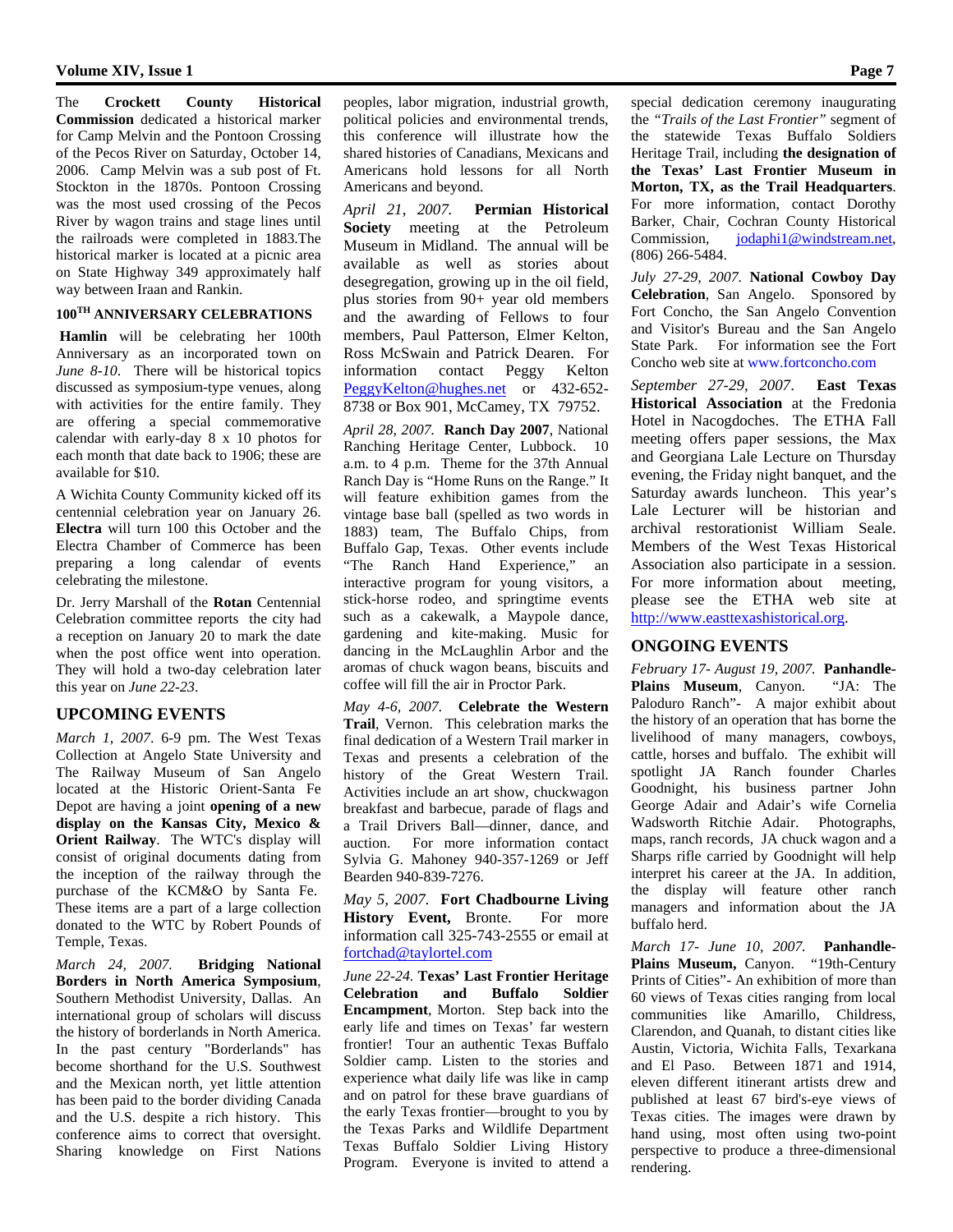The **Crockett County Historical Commission** dedicated a historical marker for Camp Melvin and the Pontoon Crossing of the Pecos River on Saturday, October 14, 2006. Camp Melvin was a sub post of Ft. Stockton in the 1870s. Pontoon Crossing was the most used crossing of the Pecos River by wagon trains and stage lines until the railroads were completed in 1883.The historical marker is located at a picnic area on State Highway 349 approximately half way between Iraan and Rankin.

### 100TH ANNIVERSARY CELEBRATIONS

**Hamlin** will be celebrating her 100th Anniversary as an incorporated town on *June 8-10*. There will be historical topics discussed as symposium-type venues, along with activities for the entire family. They are offering a special commemorative calendar with early-day 8 x 10 photos for each month that date back to 1906; these are available for $10.

A Wichita County Community kicked off its centennial celebration year on January 26. **Electra** will turn 100 this October and the Electra Chamber of Commerce has been preparing a long calendar of events celebrating the milestone.

Dr. Jerry Marshall of the **Rotan** Centennial Celebration committee reports the city had a reception on January 20 to mark the date when the post office went into operation. They will hold a two-day celebration later this year on *June 22-23*.

## UPCOMING EVENTS

*March 1, 2007*. 6-9 pm. The West Texas Collection at Angelo State University and The Railway Museum of San Angelo located at the Historic Orient-Santa Fe Depot are having a joint **opening of a new display on the Kansas City, Mexico & Orient Railway**. The WTC's display will consist of original documents dating from the inception of the railway through the purchase of the KCM&O by Santa Fe. These items are a part of a large collection donated to the WTC by Robert Pounds of Temple, Texas.

*March 24, 2007.* **Bridging National Borders in North America Symposium**, Southern Methodist University, Dallas. An international group of scholars will discuss the history of borderlands in North America. In the past century "Borderlands" has become shorthand for the U.S. Southwest and the Mexican north, yet little attention has been paid to the border dividing Canada and the U.S. despite a rich history. This conference aims to correct that oversight. Sharing knowledge on First Nations peoples, labor migration, industrial growth, political policies and environmental trends, this conference will illustrate how the shared histories of Canadians, Mexicans and Americans hold lessons for all North Americans and beyond.

*April 21, 2007.* **Permian Historical Society** meeting at the Petroleum Museum in Midland. The annual will be available as well as stories about desegregation, growing up in the oil field, plus stories from 90+ year old members and the awarding of Fellows to four members, Paul Patterson, Elmer Kelton, Ross McSwain and Patrick Dearen. For information contact Peggy Kelton PeggyKelton@hughes.net or 432-652-8738 or Box 901, McCamey, TX 79752.

*April 28, 2007.* **Ranch Day 2007**, National Ranching Heritage Center, Lubbock. 10 a.m. to 4 p.m. Theme for the 37th Annual Ranch Day is "Home Runs on the Range." It will feature exhibition games from the vintage base ball (spelled as two words in 1883) team, The Buffalo Chips, from Buffalo Gap, Texas. Other events include "The Ranch Hand Experience," an interactive program for young visitors, a stick-horse rodeo, and springtime events such as a cakewalk, a Maypole dance, gardening and kite-making. Music for dancing in the McLaughlin Arbor and the aromas of chuck wagon beans, biscuits and coffee will fill the air in Proctor Park.

*May 4-6, 2007.* **Celebrate the Western Trail**, Vernon. This celebration marks the final dedication of a Western Trail marker in Texas and presents a celebration of the history of the Great Western Trail. Activities include an art show, chuckwagon breakfast and barbecue, parade of flags and a Trail Drivers Ball—dinner, dance, and auction. For more information contact Sylvia G. Mahoney 940-357-1269 or Jeff Bearden 940-839-7276.

*May 5, 2007.* **Fort Chadbourne Living History Event,** Bronte. For more information call 325-743-2555 or email at fortchad@taylortel.com

*June 22-24.* **Texas' Last Frontier Heritage Celebration and Buffalo Soldier Encampment**, Morton. Step back into the early life and times on Texas' far western frontier! Tour an authentic Texas Buffalo Soldier camp. Listen to the stories and experience what daily life was like in camp and on patrol for these brave guardians of the early Texas frontier—brought to you by the Texas Parks and Wildlife Department Texas Buffalo Soldier Living History Program. Everyone is invited to attend a special dedication ceremony inaugurating the *"Trails of the Last Frontier"* segment of the statewide Texas Buffalo Soldiers Heritage Trail, including **the designation of the Texas' Last Frontier Museum in Morton, TX, as the Trail Headquarters**. For more information, contact Dorothy Barker, Chair, Cochran County Historical Commission, jodaphi1@windstream.net, (806) 266-5484.

*July 27-29, 2007.* **National Cowboy Day Celebration**, San Angelo. Sponsored by Fort Concho, the San Angelo Convention and Visitor's Bureau and the San Angelo State Park. For information see the Fort Concho web site at www.fortconcho.com

*September 27-29, 2007*. **East Texas Historical Association** at the Fredonia Hotel in Nacogdoches. The ETHA Fall meeting offers paper sessions, the Max and Georgiana Lale Lecture on Thursday evening, the Friday night banquet, and the Saturday awards luncheon. This year's Lale Lecturer will be historian and archival restorationist William Seale. Members of the West Texas Historical Association also participate in a session. For more information about meeting, please see the ETHA web site at http://www.easttexashistorical.org.

## ONGOING EVENTS

*February 17- August 19, 2007.* **Panhandle-Plains Museum**, Canyon. "JA: The Paloduro Ranch"- A major exhibit about the history of an operation that has borne the livelihood of many managers, cowboys, cattle, horses and buffalo. The exhibit will spotlight JA Ranch founder Charles Goodnight, his business partner John George Adair and Adair's wife Cornelia Wadsworth Ritchie Adair. Photographs, maps, ranch records, JA chuck wagon and a Sharps rifle carried by Goodnight will help interpret his career at the JA. In addition, the display will feature other ranch managers and information about the JA buffalo herd.

*March 17- June 10, 2007.* **Panhandle-Plains Museum,** Canyon. "19th-Century Prints of Cities"- An exhibition of more than 60 views of Texas cities ranging from local communities like Amarillo, Childress, Clarendon, and Quanah, to distant cities like Austin, Victoria, Wichita Falls, Texarkana and El Paso. Between 1871 and 1914, eleven different itinerant artists drew and published at least 67 bird's-eye views of Texas cities. The images were drawn by hand using, most often using two-point perspective to produce a three-dimensional rendering.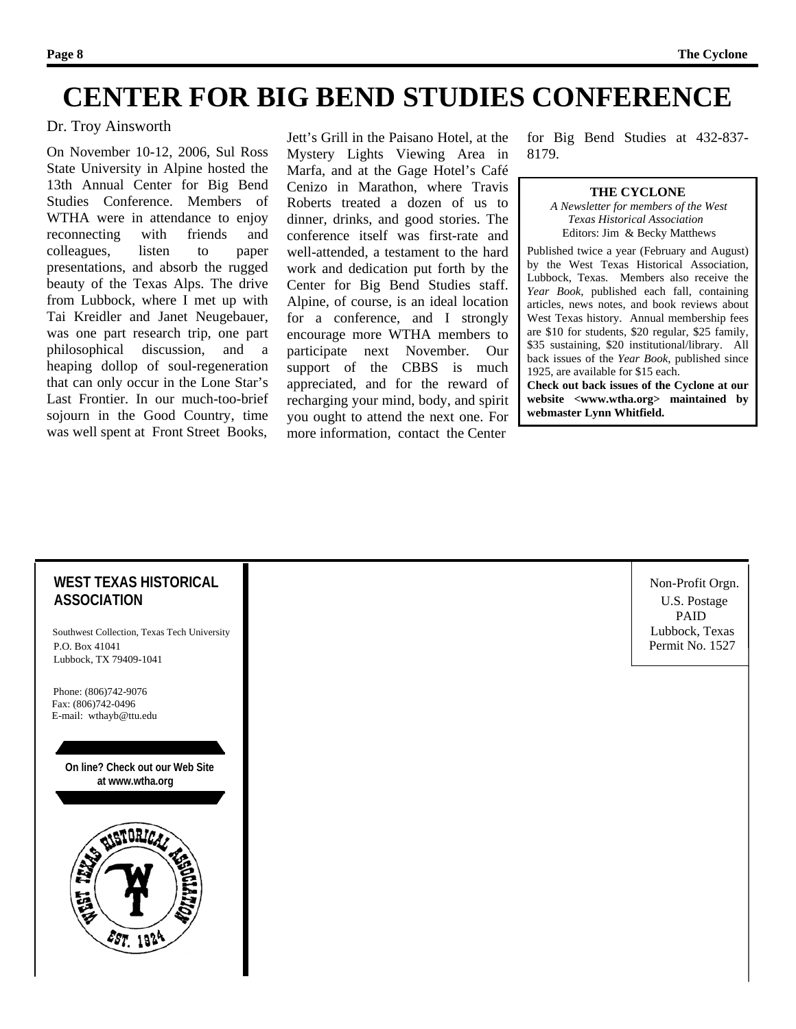# CENTER FOR BIG BEND STUDIES CONFERENCE

Dr. Troy Ainsworth

On November 10-12, 2006, Sul Ross State University in Alpine hosted the 13th Annual Center for Big Bend Studies Conference. Members of WTHA were in attendance to enjoy reconnecting with friends and colleagues, listen to paper presentations, and absorb the rugged beauty of the Texas Alps. The drive from Lubbock, where I met up with Tai Kreidler and Janet Neugebauer, was one part research trip, one part philosophical discussion, and a heaping dollop of soul-regeneration that can only occur in the Lone Star's Last Frontier. In our much-too-brief sojourn in the Good Country, time was well spent at Front Street Books, Jett's Grill in the Paisano Hotel, at the Mystery Lights Viewing Area in Marfa, and at the Gage Hotel's Café Cenizo in Marathon, where Travis Roberts treated a dozen of us to dinner, drinks, and good stories. The conference itself was first-rate and well-attended, a testament to the hard work and dedication put forth by the Center for Big Bend Studies staff. Alpine, of course, is an ideal location for a conference, and I strongly encourage more WTHA members to participate next November. Our support of the CBBS is much appreciated, and for the reward of recharging your mind, body, and spirit you ought to attend the next one. For more information, contact the Center for Big Bend Studies at 432-837-8179.

**THE CYCLONE**

*A Newsletter for members of the West Texas Historical Association*

Editors: Jim & Becky Matthews

Published twice a year (February and August) by the West Texas Historical Association, Lubbock, Texas. Members also receive the *Year Book*, published each fall, containing articles, news notes, and book reviews about West Texas history. Annual membership fees are $10 for students, $20 regular, $25 family, $35 sustaining, $20 institutional/library. All back issues of the *Year Book*, published since 1925, are available for $15 each.

**Check out back issues of the Cyclone at our website <www.wtha.org> maintained by webmaster Lynn Whitfield.**

**WEST TEXAS HISTORICAL ASSOCIATION**

Southwest Collection, Texas Tech University
P.O. Box 41041
Lubbock, TX 79409-1041

Phone: (806)742-9076
Fax: (806)742-0496
E-mail: wthayb@ttu.edu

**On line? Check out our Web Site at www.wtha.org**

WEST TEXAS HISTORICAL ASSOCIATION
EST. 1924

Non-Profit Orgn.
U.S. Postage
PAID
Lubbock, Texas
Permit No. 1527